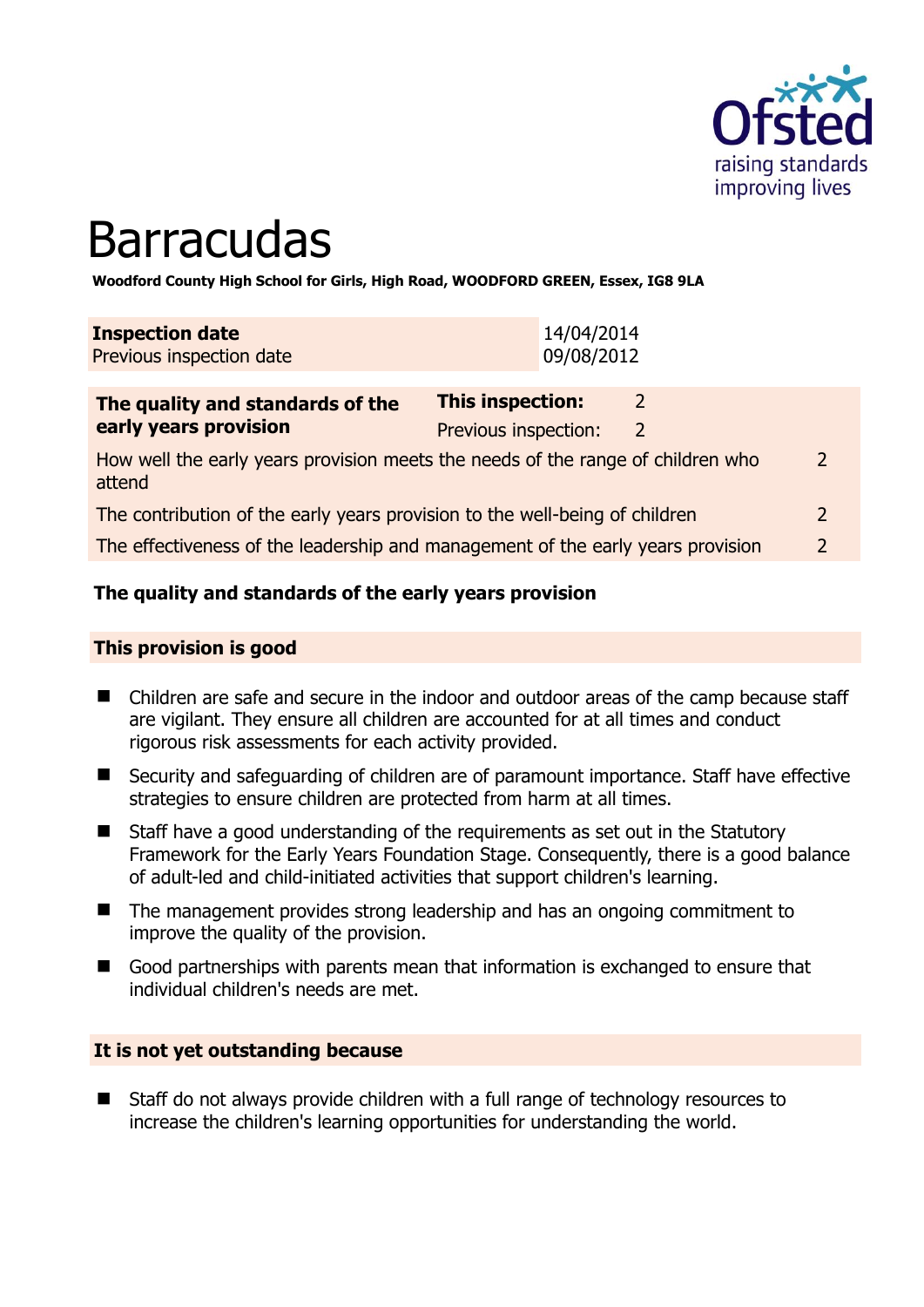# Barracudas

**Woodford County High School for Girls, High Road, WOODFORD GREEN, Essex, IG8 9LA**

| **Inspection date** | 14/04/2014 |
|---|---|
| Previous inspection date | 09/08/2012 |

| **The quality and standards of the early years provision** | **This inspection:** | 2 |
|---|---|---|
| | Previous inspection: | 2 |
| How well the early years provision meets the needs of the range of children who attend | | 2 |
| The contribution of the early years provision to the well-being of children | | 2 |
| The effectiveness of the leadership and management of the early years provision | | 2 |

### The quality and standards of the early years provision

#### This provision is good

- Children are safe and secure in the indoor and outdoor areas of the camp because staff are vigilant. They ensure all children are accounted for at all times and conduct rigorous risk assessments for each activity provided.
- Security and safeguarding of children are of paramount importance. Staff have effective strategies to ensure children are protected from harm at all times.
- Staff have a good understanding of the requirements as set out in the Statutory Framework for the Early Years Foundation Stage. Consequently, there is a good balance of adult-led and child-initiated activities that support children's learning.
- The management provides strong leadership and has an ongoing commitment to improve the quality of the provision.
- Good partnerships with parents mean that information is exchanged to ensure that individual children's needs are met.

#### It is not yet outstanding because

- Staff do not always provide children with a full range of technology resources to increase the children's learning opportunities for understanding the world.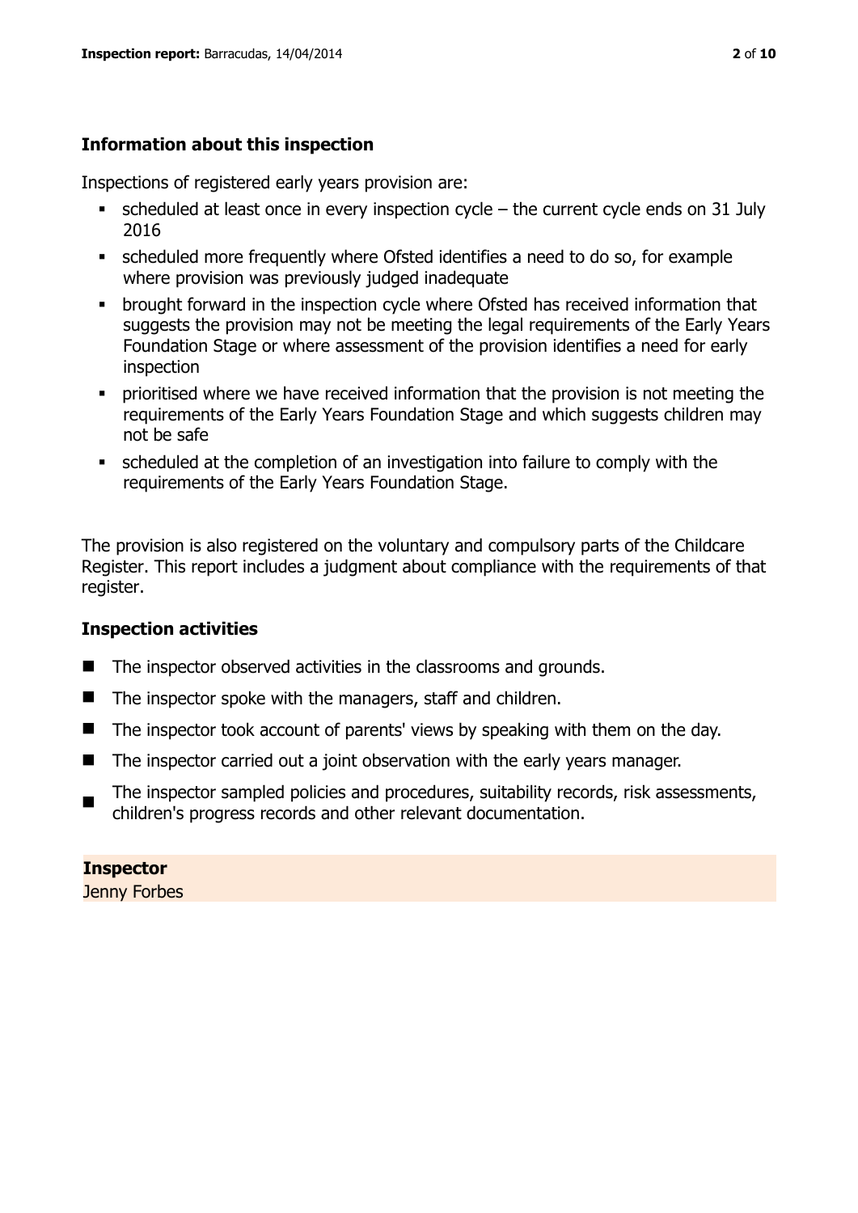### Information about this inspection

Inspections of registered early years provision are:

- scheduled at least once in every inspection cycle – the current cycle ends on 31 July 2016
- scheduled more frequently where Ofsted identifies a need to do so, for example where provision was previously judged inadequate
- brought forward in the inspection cycle where Ofsted has received information that suggests the provision may not be meeting the legal requirements of the Early Years Foundation Stage or where assessment of the provision identifies a need for early inspection
- prioritised where we have received information that the provision is not meeting the requirements of the Early Years Foundation Stage and which suggests children may not be safe
- scheduled at the completion of an investigation into failure to comply with the requirements of the Early Years Foundation Stage.

The provision is also registered on the voluntary and compulsory parts of the Childcare Register. This report includes a judgment about compliance with the requirements of that register.

### Inspection activities

- The inspector observed activities in the classrooms and grounds.
- The inspector spoke with the managers, staff and children.
- The inspector took account of parents' views by speaking with them on the day.
- The inspector carried out a joint observation with the early years manager.
- The inspector sampled policies and procedures, suitability records, risk assessments, children's progress records and other relevant documentation.

**Inspector**
Jenny Forbes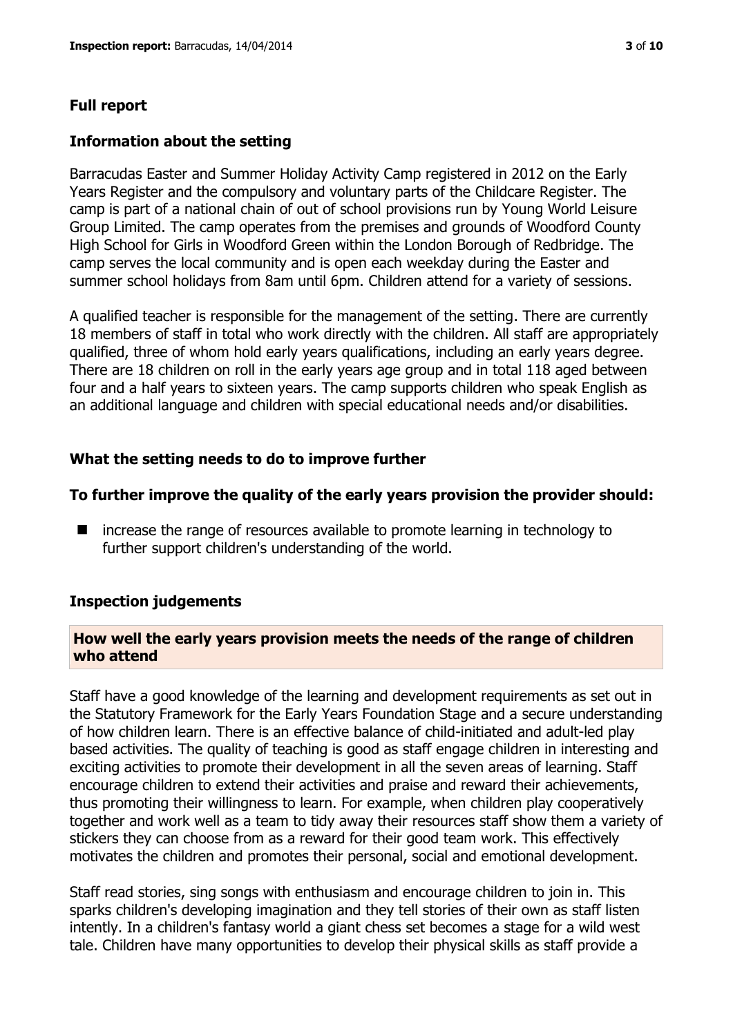## Full report

### Information about the setting

Barracudas Easter and Summer Holiday Activity Camp registered in 2012 on the Early Years Register and the compulsory and voluntary parts of the Childcare Register. The camp is part of a national chain of out of school provisions run by Young World Leisure Group Limited. The camp operates from the premises and grounds of Woodford County High School for Girls in Woodford Green within the London Borough of Redbridge. The camp serves the local community and is open each weekday during the Easter and summer school holidays from 8am until 6pm. Children attend for a variety of sessions.

A qualified teacher is responsible for the management of the setting. There are currently 18 members of staff in total who work directly with the children. All staff are appropriately qualified, three of whom hold early years qualifications, including an early years degree. There are 18 children on roll in the early years age group and in total 118 aged between four and a half years to sixteen years. The camp supports children who speak English as an additional language and children with special educational needs and/or disabilities.

### What the setting needs to do to improve further

### To further improve the quality of the early years provision the provider should:

- increase the range of resources available to promote learning in technology to further support children's understanding of the world.

### Inspection judgements

### How well the early years provision meets the needs of the range of children who attend

Staff have a good knowledge of the learning and development requirements as set out in the Statutory Framework for the Early Years Foundation Stage and a secure understanding of how children learn. There is an effective balance of child-initiated and adult-led play based activities. The quality of teaching is good as staff engage children in interesting and exciting activities to promote their development in all the seven areas of learning. Staff encourage children to extend their activities and praise and reward their achievements, thus promoting their willingness to learn. For example, when children play cooperatively together and work well as a team to tidy away their resources staff show them a variety of stickers they can choose from as a reward for their good team work. This effectively motivates the children and promotes their personal, social and emotional development.

Staff read stories, sing songs with enthusiasm and encourage children to join in. This sparks children's developing imagination and they tell stories of their own as staff listen intently. In a children's fantasy world a giant chess set becomes a stage for a wild west tale. Children have many opportunities to develop their physical skills as staff provide a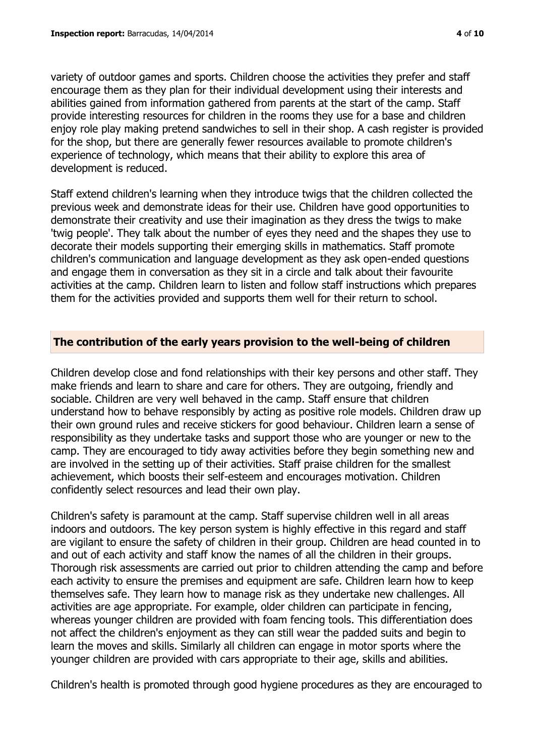variety of outdoor games and sports. Children choose the activities they prefer and staff encourage them as they plan for their individual development using their interests and abilities gained from information gathered from parents at the start of the camp. Staff provide interesting resources for children in the rooms they use for a base and children enjoy role play making pretend sandwiches to sell in their shop. A cash register is provided for the shop, but there are generally fewer resources available to promote children's experience of technology, which means that their ability to explore this area of development is reduced.

Staff extend children's learning when they introduce twigs that the children collected the previous week and demonstrate ideas for their use. Children have good opportunities to demonstrate their creativity and use their imagination as they dress the twigs to make 'twig people'. They talk about the number of eyes they need and the shapes they use to decorate their models supporting their emerging skills in mathematics. Staff promote children's communication and language development as they ask open-ended questions and engage them in conversation as they sit in a circle and talk about their favourite activities at the camp. Children learn to listen and follow staff instructions which prepares them for the activities provided and supports them well for their return to school.

## The contribution of the early years provision to the well-being of children

Children develop close and fond relationships with their key persons and other staff. They make friends and learn to share and care for others. They are outgoing, friendly and sociable. Children are very well behaved in the camp. Staff ensure that children understand how to behave responsibly by acting as positive role models. Children draw up their own ground rules and receive stickers for good behaviour. Children learn a sense of responsibility as they undertake tasks and support those who are younger or new to the camp. They are encouraged to tidy away activities before they begin something new and are involved in the setting up of their activities. Staff praise children for the smallest achievement, which boosts their self-esteem and encourages motivation. Children confidently select resources and lead their own play.

Children's safety is paramount at the camp. Staff supervise children well in all areas indoors and outdoors. The key person system is highly effective in this regard and staff are vigilant to ensure the safety of children in their group. Children are head counted in to and out of each activity and staff know the names of all the children in their groups. Thorough risk assessments are carried out prior to children attending the camp and before each activity to ensure the premises and equipment are safe. Children learn how to keep themselves safe. They learn how to manage risk as they undertake new challenges. All activities are age appropriate. For example, older children can participate in fencing, whereas younger children are provided with foam fencing tools. This differentiation does not affect the children's enjoyment as they can still wear the padded suits and begin to learn the moves and skills. Similarly all children can engage in motor sports where the younger children are provided with cars appropriate to their age, skills and abilities.

Children's health is promoted through good hygiene procedures as they are encouraged to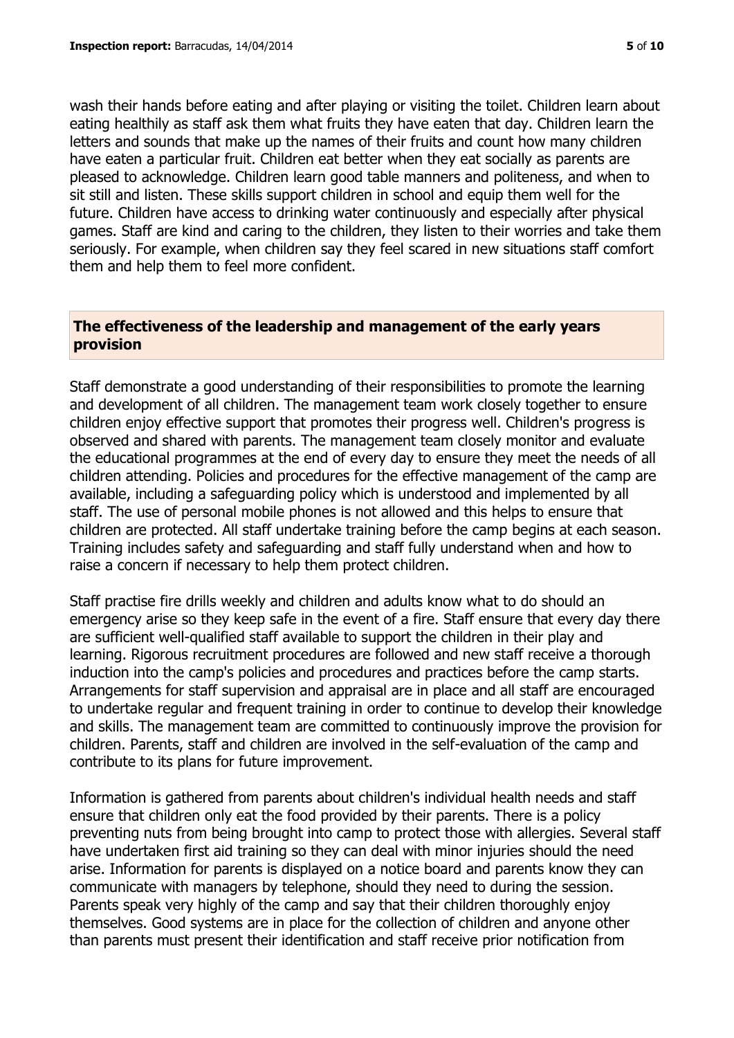wash their hands before eating and after playing or visiting the toilet. Children learn about eating healthily as staff ask them what fruits they have eaten that day. Children learn the letters and sounds that make up the names of their fruits and count how many children have eaten a particular fruit. Children eat better when they eat socially as parents are pleased to acknowledge. Children learn good table manners and politeness, and when to sit still and listen. These skills support children in school and equip them well for the future. Children have access to drinking water continuously and especially after physical games. Staff are kind and caring to the children, they listen to their worries and take them seriously. For example, when children say they feel scared in new situations staff comfort them and help them to feel more confident.

## The effectiveness of the leadership and management of the early years provision

Staff demonstrate a good understanding of their responsibilities to promote the learning and development of all children. The management team work closely together to ensure children enjoy effective support that promotes their progress well. Children's progress is observed and shared with parents. The management team closely monitor and evaluate the educational programmes at the end of every day to ensure they meet the needs of all children attending. Policies and procedures for the effective management of the camp are available, including a safeguarding policy which is understood and implemented by all staff. The use of personal mobile phones is not allowed and this helps to ensure that children are protected. All staff undertake training before the camp begins at each season. Training includes safety and safeguarding and staff fully understand when and how to raise a concern if necessary to help them protect children.

Staff practise fire drills weekly and children and adults know what to do should an emergency arise so they keep safe in the event of a fire. Staff ensure that every day there are sufficient well-qualified staff available to support the children in their play and learning. Rigorous recruitment procedures are followed and new staff receive a thorough induction into the camp's policies and procedures and practices before the camp starts. Arrangements for staff supervision and appraisal are in place and all staff are encouraged to undertake regular and frequent training in order to continue to develop their knowledge and skills. The management team are committed to continuously improve the provision for children. Parents, staff and children are involved in the self-evaluation of the camp and contribute to its plans for future improvement.

Information is gathered from parents about children's individual health needs and staff ensure that children only eat the food provided by their parents. There is a policy preventing nuts from being brought into camp to protect those with allergies. Several staff have undertaken first aid training so they can deal with minor injuries should the need arise. Information for parents is displayed on a notice board and parents know they can communicate with managers by telephone, should they need to during the session. Parents speak very highly of the camp and say that their children thoroughly enjoy themselves. Good systems are in place for the collection of children and anyone other than parents must present their identification and staff receive prior notification from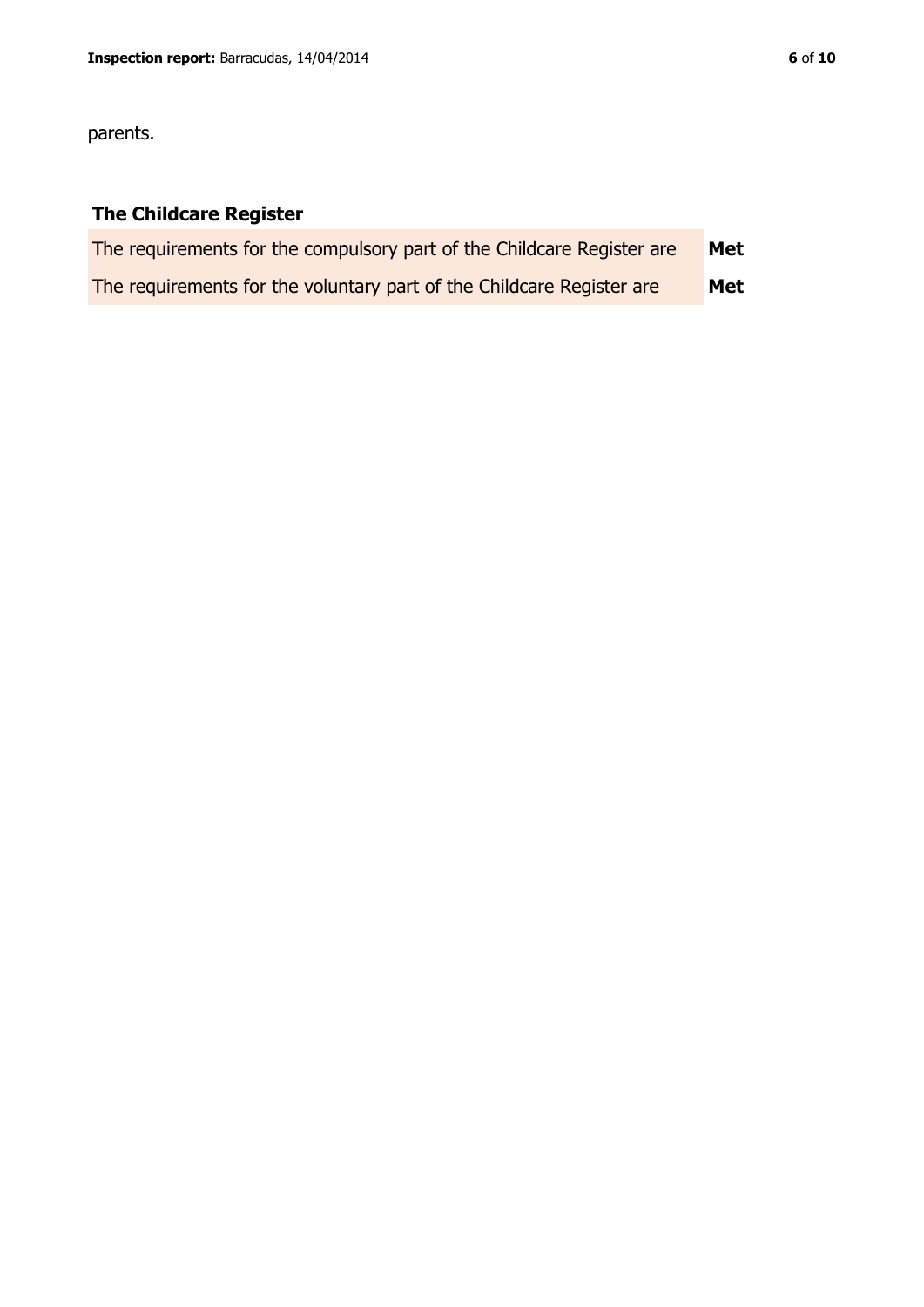parents.

## The Childcare Register

| | |
|---|---|
| The requirements for the compulsory part of the Childcare Register are | **Met** |
| The requirements for the voluntary part of the Childcare Register are | **Met** |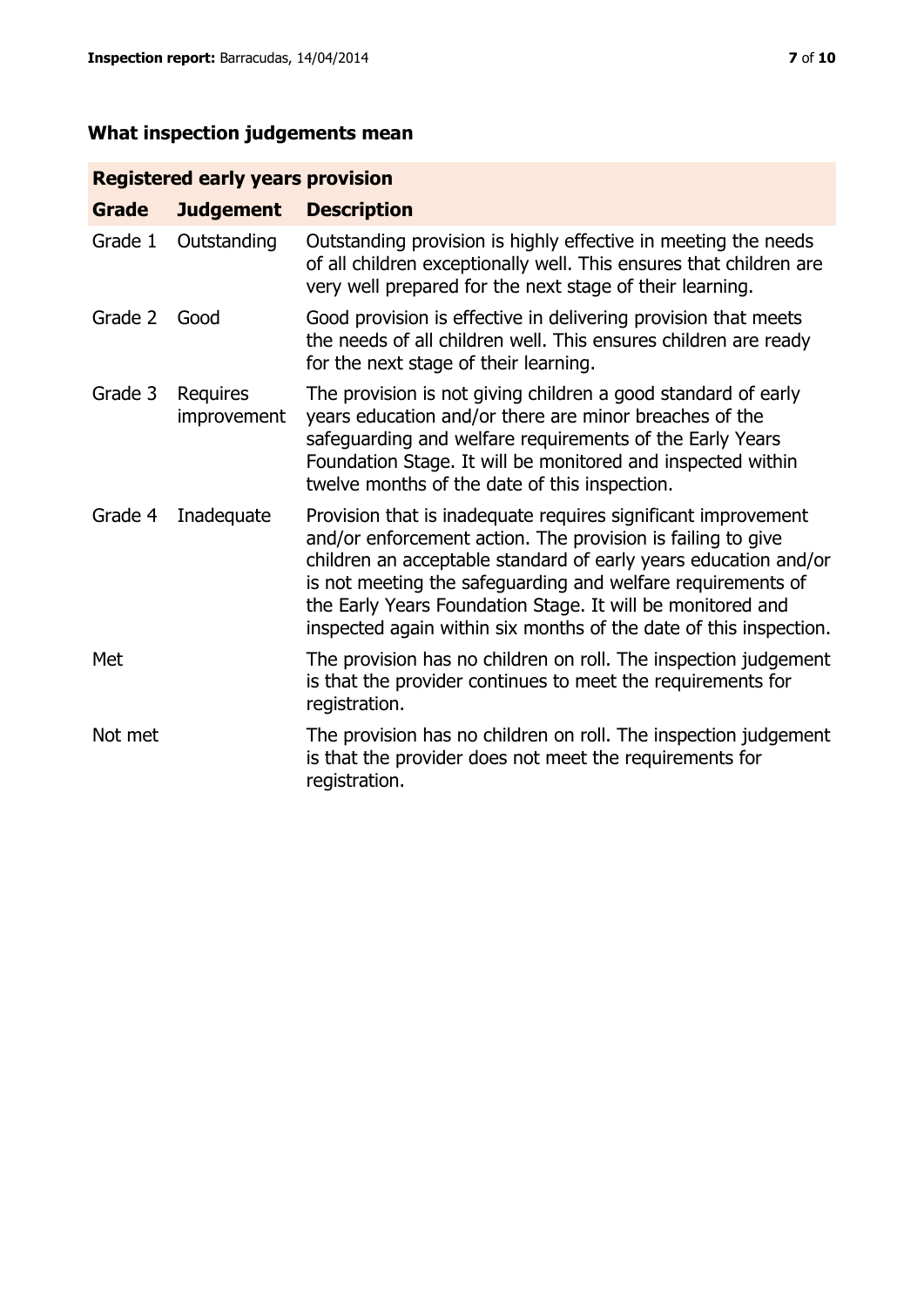## What inspection judgements mean

| Registered early years provision | | |
|---|---|---|
| **Grade** | **Judgement** | **Description** |
| Grade 1 | Outstanding | Outstanding provision is highly effective in meeting the needs of all children exceptionally well. This ensures that children are very well prepared for the next stage of their learning. |
| Grade 2 | Good | Good provision is effective in delivering provision that meets the needs of all children well. This ensures children are ready for the next stage of their learning. |
| Grade 3 | Requires improvement | The provision is not giving children a good standard of early years education and/or there are minor breaches of the safeguarding and welfare requirements of the Early Years Foundation Stage. It will be monitored and inspected within twelve months of the date of this inspection. |
| Grade 4 | Inadequate | Provision that is inadequate requires significant improvement and/or enforcement action. The provision is failing to give children an acceptable standard of early years education and/or is not meeting the safeguarding and welfare requirements of the Early Years Foundation Stage. It will be monitored and inspected again within six months of the date of this inspection. |
| Met | | The provision has no children on roll. The inspection judgement is that the provider continues to meet the requirements for registration. |
| Not met | | The provision has no children on roll. The inspection judgement is that the provider does not meet the requirements for registration. |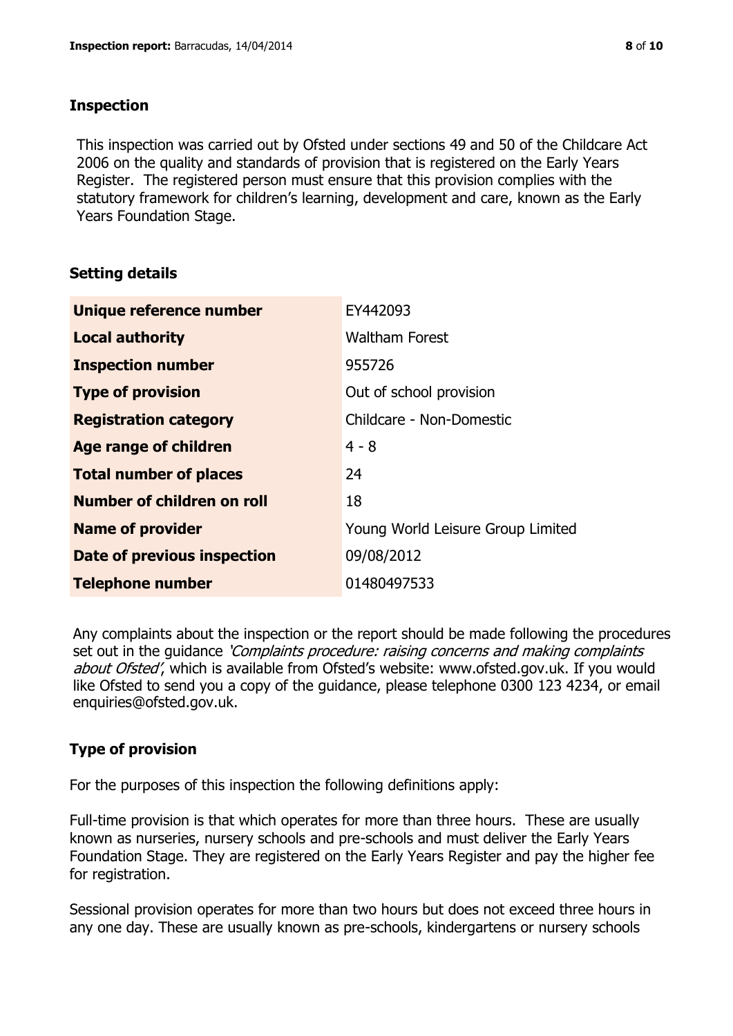## Inspection

This inspection was carried out by Ofsted under sections 49 and 50 of the Childcare Act 2006 on the quality and standards of provision that is registered on the Early Years Register. The registered person must ensure that this provision complies with the statutory framework for children's learning, development and care, known as the Early Years Foundation Stage.

## Setting details

| | |
|---|---|
| **Unique reference number** | EY442093 |
| **Local authority** | Waltham Forest |
| **Inspection number** | 955726 |
| **Type of provision** | Out of school provision |
| **Registration category** | Childcare - Non-Domestic |
| **Age range of children** | 4 - 8 |
| **Total number of places** | 24 |
| **Number of children on roll** | 18 |
| **Name of provider** | Young World Leisure Group Limited |
| **Date of previous inspection** | 09/08/2012 |
| **Telephone number** | 01480497533 |

Any complaints about the inspection or the report should be made following the procedures set out in the guidance *'Complaints procedure: raising concerns and making complaints about Ofsted'*, which is available from Ofsted's website: www.ofsted.gov.uk. If you would like Ofsted to send you a copy of the guidance, please telephone 0300 123 4234, or email enquiries@ofsted.gov.uk.

## Type of provision

For the purposes of this inspection the following definitions apply:

Full-time provision is that which operates for more than three hours. These are usually known as nurseries, nursery schools and pre-schools and must deliver the Early Years Foundation Stage. They are registered on the Early Years Register and pay the higher fee for registration.

Sessional provision operates for more than two hours but does not exceed three hours in any one day. These are usually known as pre-schools, kindergartens or nursery schools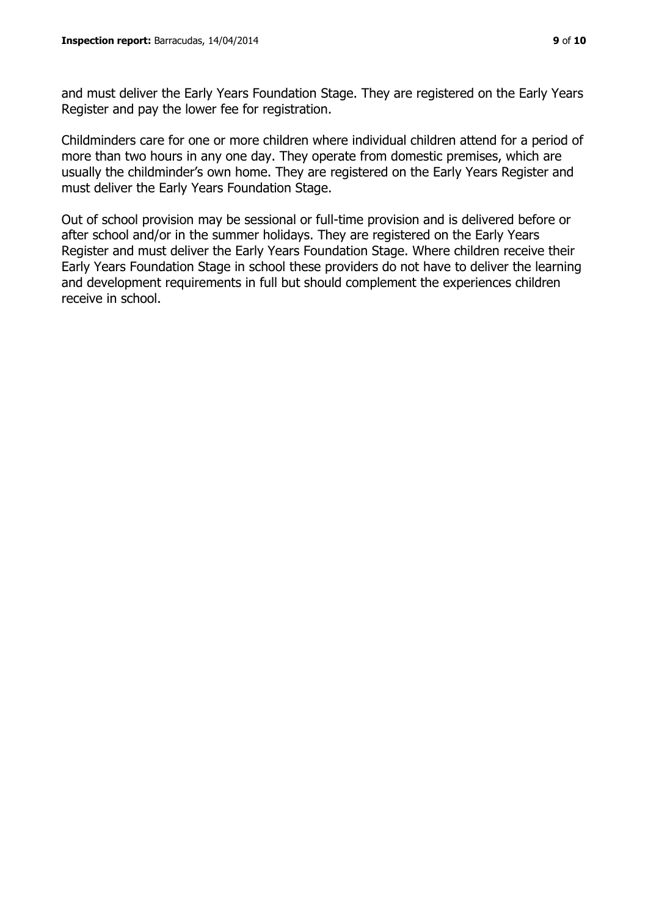and must deliver the Early Years Foundation Stage. They are registered on the Early Years Register and pay the lower fee for registration.

Childminders care for one or more children where individual children attend for a period of more than two hours in any one day. They operate from domestic premises, which are usually the childminder's own home. They are registered on the Early Years Register and must deliver the Early Years Foundation Stage.

Out of school provision may be sessional or full-time provision and is delivered before or after school and/or in the summer holidays. They are registered on the Early Years Register and must deliver the Early Years Foundation Stage. Where children receive their Early Years Foundation Stage in school these providers do not have to deliver the learning and development requirements in full but should complement the experiences children receive in school.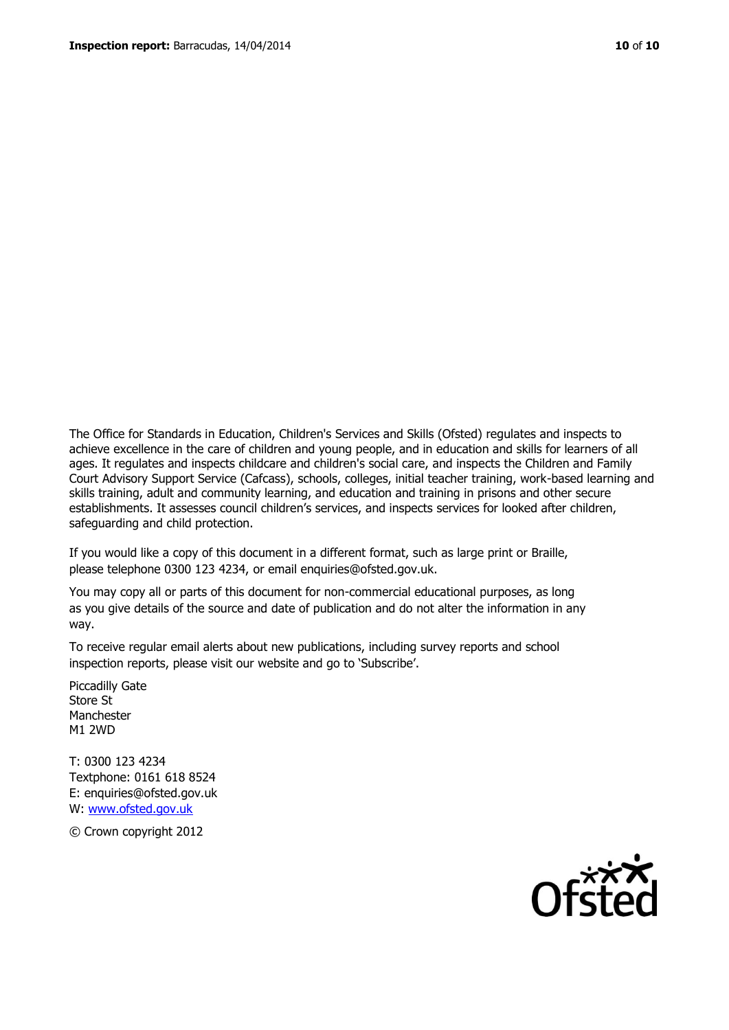The Office for Standards in Education, Children's Services and Skills (Ofsted) regulates and inspects to achieve excellence in the care of children and young people, and in education and skills for learners of all ages. It regulates and inspects childcare and children's social care, and inspects the Children and Family Court Advisory Support Service (Cafcass), schools, colleges, initial teacher training, work-based learning and skills training, adult and community learning, and education and training in prisons and other secure establishments. It assesses council children's services, and inspects services for looked after children, safeguarding and child protection.

If you would like a copy of this document in a different format, such as large print or Braille, please telephone 0300 123 4234, or email enquiries@ofsted.gov.uk.

You may copy all or parts of this document for non-commercial educational purposes, as long as you give details of the source and date of publication and do not alter the information in any way.

To receive regular email alerts about new publications, including survey reports and school inspection reports, please visit our website and go to 'Subscribe'.

Piccadilly Gate
Store St
Manchester
M1 2WD

T: 0300 123 4234
Textphone: 0161 618 8524
E: enquiries@ofsted.gov.uk
W: www.ofsted.gov.uk

© Crown copyright 2012

Ofsted